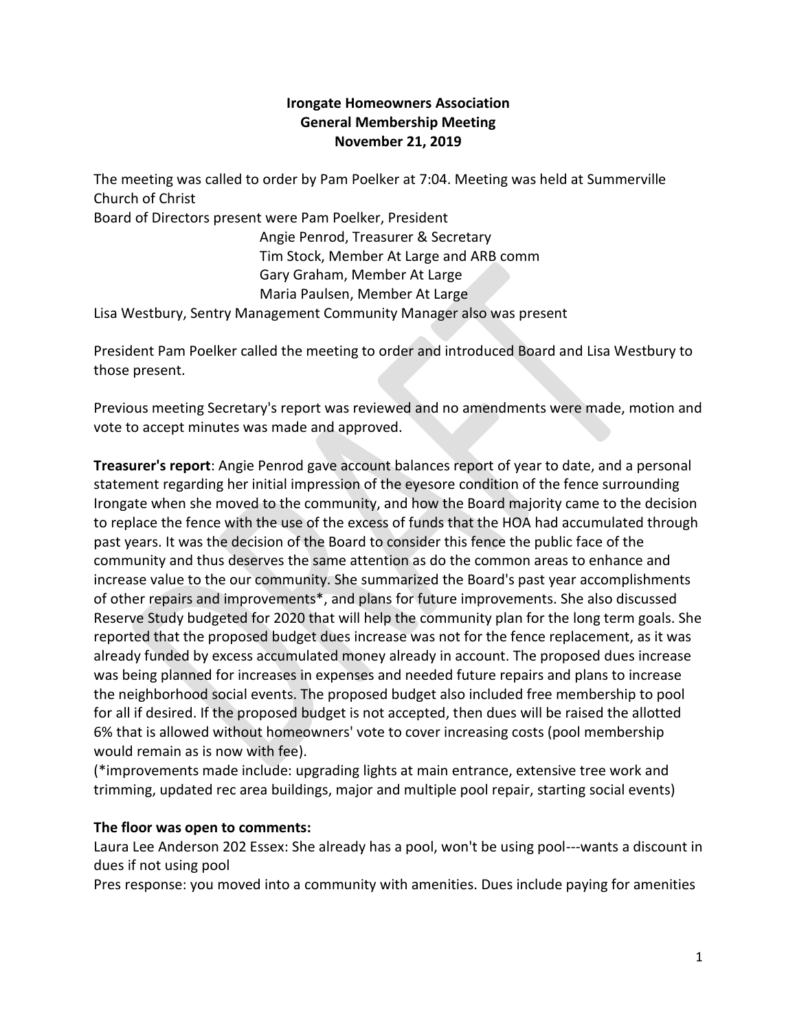**Irongate Homeowners Association**
**General Membership Meeting**
**November 21, 2019**

The meeting was called to order by Pam Poelker at 7:04. Meeting was held at Summerville Church of Christ

Board of Directors present were Pam Poelker, President
Angie Penrod, Treasurer & Secretary
Tim Stock, Member At Large and ARB comm
Gary Graham, Member At Large
Maria Paulsen, Member At Large

Lisa Westbury, Sentry Management Community Manager also was present

President Pam Poelker called the meeting to order and introduced Board and Lisa Westbury to those present.

Previous meeting Secretary's report was reviewed and no amendments were made, motion and vote to accept minutes was made and approved.

**Treasurer's report**: Angie Penrod gave account balances report of year to date, and a personal statement regarding her initial impression of the eyesore condition of the fence surrounding Irongate when she moved to the community, and how the Board majority came to the decision to replace the fence with the use of the excess of funds that the HOA had accumulated through past years. It was the decision of the Board to consider this fence the public face of the community and thus deserves the same attention as do the common areas to enhance and increase value to the our community. She summarized the Board's past year accomplishments of other repairs and improvements*, and plans for future improvements. She also discussed Reserve Study budgeted for 2020 that will help the community plan for the long term goals. She reported that the proposed budget dues increase was not for the fence replacement, as it was already funded by excess accumulated money already in account. The proposed dues increase was being planned for increases in expenses and needed future repairs and plans to increase the neighborhood social events. The proposed budget also included free membership to pool for all if desired. If the proposed budget is not accepted, then dues will be raised the allotted 6% that is allowed without homeowners' vote to cover increasing costs (pool membership would remain as is now with fee).
(*improvements made include: upgrading lights at main entrance, extensive tree work and trimming, updated rec area buildings, major and multiple pool repair, starting social events)

**The floor was open to comments:**

Laura Lee Anderson 202 Essex: She already has a pool, won't be using pool---wants a discount in dues if not using pool

Pres response: you moved into a community with amenities. Dues include paying for amenities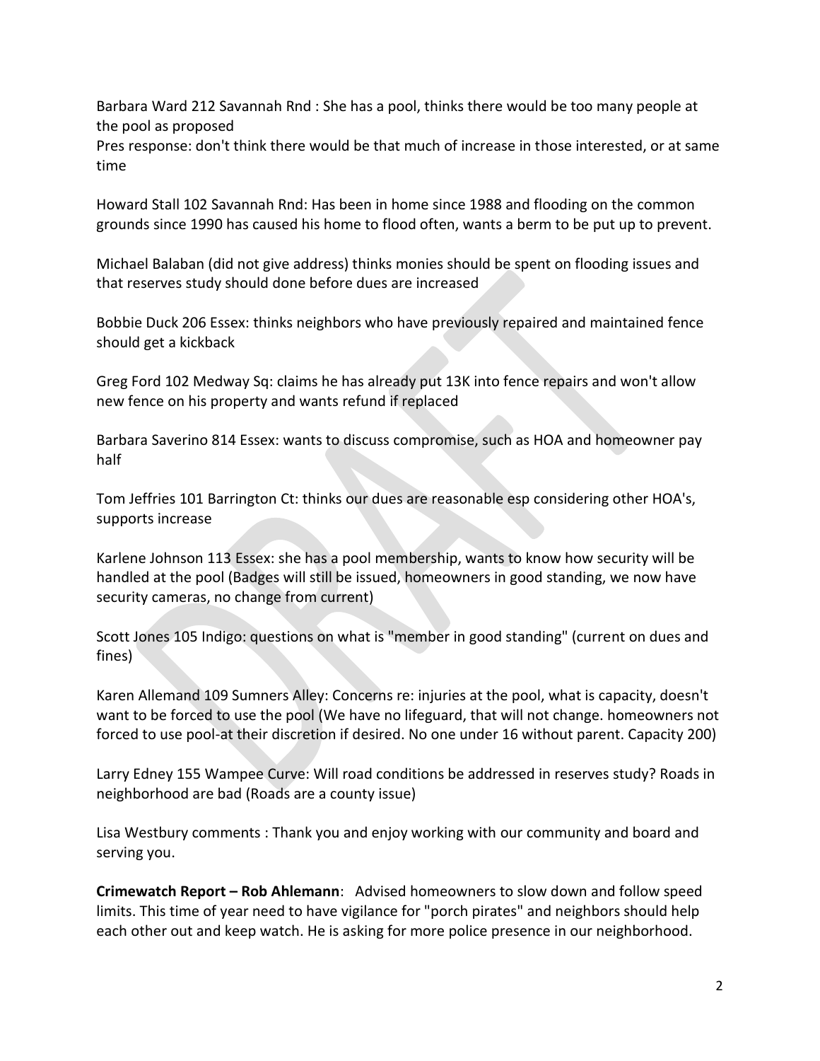Barbara Ward 212 Savannah Rnd : She has a pool, thinks there would be too many people at the pool as proposed
Pres response: don't think there would be that much of increase in those interested, or at same time

Howard Stall 102 Savannah Rnd: Has been in home since 1988 and flooding on the common grounds since 1990 has caused his home to flood often, wants a berm to be put up to prevent.

Michael Balaban (did not give address) thinks monies should be spent on flooding issues and that reserves study should done before dues are increased

Bobbie Duck 206 Essex: thinks neighbors who have previously repaired and maintained fence should get a kickback

Greg Ford 102 Medway Sq: claims he has already put 13K into fence repairs and won't allow new fence on his property and wants refund if replaced

Barbara Saverino 814 Essex: wants to discuss compromise, such as HOA and homeowner pay half

Tom Jeffries 101 Barrington Ct: thinks our dues are reasonable esp considering other HOA's, supports increase

Karlene Johnson 113 Essex: she has a pool membership, wants to know how security will be handled at the pool (Badges will still be issued, homeowners in good standing, we now have security cameras, no change from current)

Scott Jones 105 Indigo: questions on what is "member in good standing" (current on dues and fines)

Karen Allemand 109 Sumners Alley: Concerns re: injuries at the pool, what is capacity, doesn't want to be forced to use the pool (We have no lifeguard, that will not change. homeowners not forced to use pool-at their discretion if desired. No one under 16 without parent. Capacity 200)

Larry Edney 155 Wampee Curve: Will road conditions be addressed in reserves study? Roads in neighborhood are bad (Roads are a county issue)

Lisa Westbury comments : Thank you and enjoy working with our community and board and serving you.

**Crimewatch Report – Rob Ahlemann**: Advised homeowners to slow down and follow speed limits. This time of year need to have vigilance for "porch pirates" and neighbors should help each other out and keep watch. He is asking for more police presence in our neighborhood.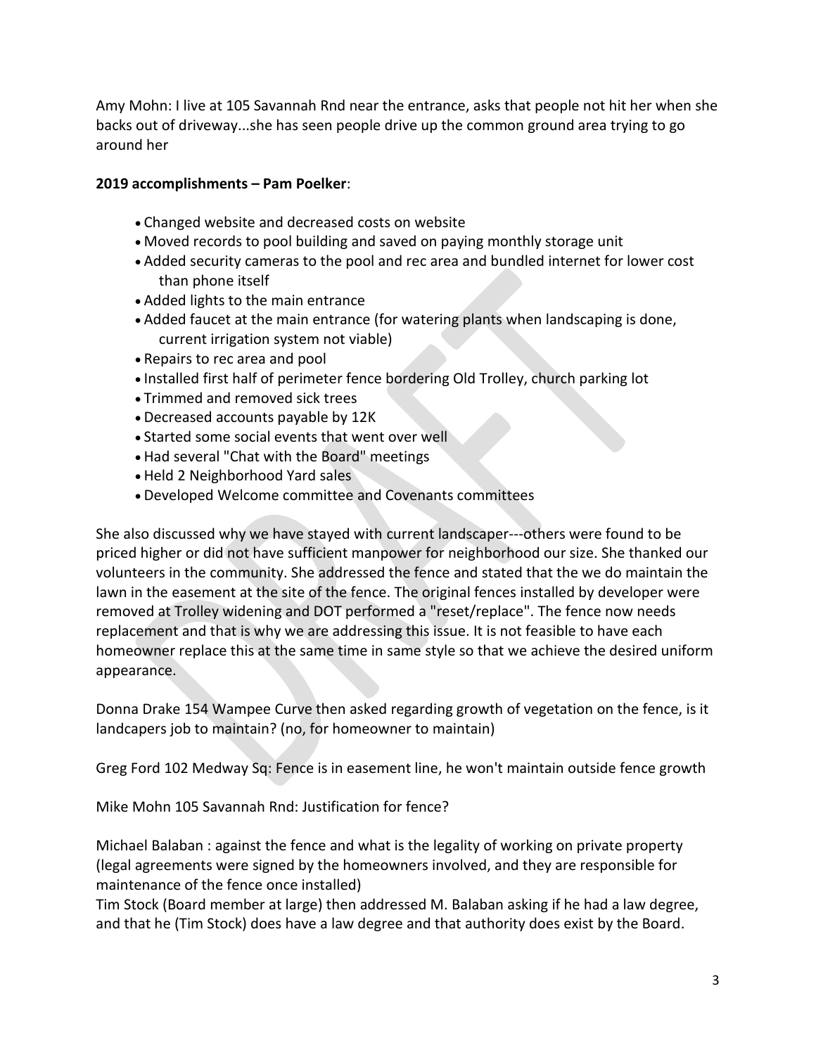Amy Mohn: I live at 105 Savannah Rnd near the entrance, asks that people not hit her when she backs out of driveway...she has seen people drive up the common ground area trying to go around her

**2019 accomplishments – Pam Poelker**:

- Changed website and decreased costs on website
- Moved records to pool building and saved on paying monthly storage unit
- Added security cameras to the pool and rec area and bundled internet for lower cost than phone itself
- Added lights to the main entrance
- Added faucet at the main entrance (for watering plants when landscaping is done, current irrigation system not viable)
- Repairs to rec area and pool
- Installed first half of perimeter fence bordering Old Trolley, church parking lot
- Trimmed and removed sick trees
- Decreased accounts payable by 12K
- Started some social events that went over well
- Had several "Chat with the Board" meetings
- Held 2 Neighborhood Yard sales
- Developed Welcome committee and Covenants committees

She also discussed why we have stayed with current landscaper---others were found to be priced higher or did not have sufficient manpower for neighborhood our size. She thanked our volunteers in the community. She addressed the fence and stated that the we do maintain the lawn in the easement at the site of the fence. The original fences installed by developer were removed at Trolley widening and DOT performed a "reset/replace". The fence now needs replacement and that is why we are addressing this issue. It is not feasible to have each homeowner replace this at the same time in same style so that we achieve the desired uniform appearance.

Donna Drake 154 Wampee Curve then asked regarding growth of vegetation on the fence, is it landcapers job to maintain? (no, for homeowner to maintain)

Greg Ford 102 Medway Sq: Fence is in easement line, he won't maintain outside fence growth

Mike Mohn 105 Savannah Rnd: Justification for fence?

Michael Balaban : against the fence and what is the legality of working on private property (legal agreements were signed by the homeowners involved, and they are responsible for maintenance of the fence once installed)
Tim Stock (Board member at large) then addressed M. Balaban asking if he had a law degree, and that he (Tim Stock) does have a law degree and that authority does exist by the Board.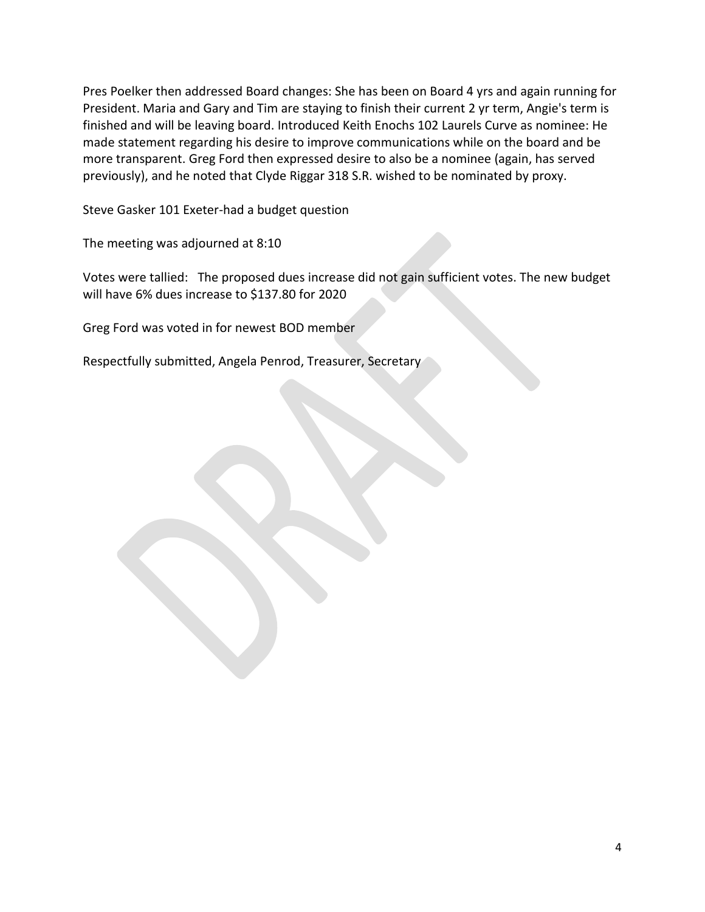Pres Poelker then addressed Board changes: She has been on Board 4 yrs and again running for President. Maria and Gary and Tim are staying to finish their current 2 yr term, Angie's term is finished and will be leaving board. Introduced Keith Enochs 102 Laurels Curve as nominee: He made statement regarding his desire to improve communications while on the board and be more transparent. Greg Ford then expressed desire to also be a nominee (again, has served previously), and he noted that Clyde Riggar 318 S.R. wished to be nominated by proxy.

Steve Gasker 101 Exeter-had a budget question

The meeting was adjourned at 8:10

Votes were tallied: The proposed dues increase did not gain sufficient votes. The new budget will have 6% dues increase to $137.80 for 2020

Greg Ford was voted in for newest BOD member

Respectfully submitted, Angela Penrod, Treasurer, Secretary